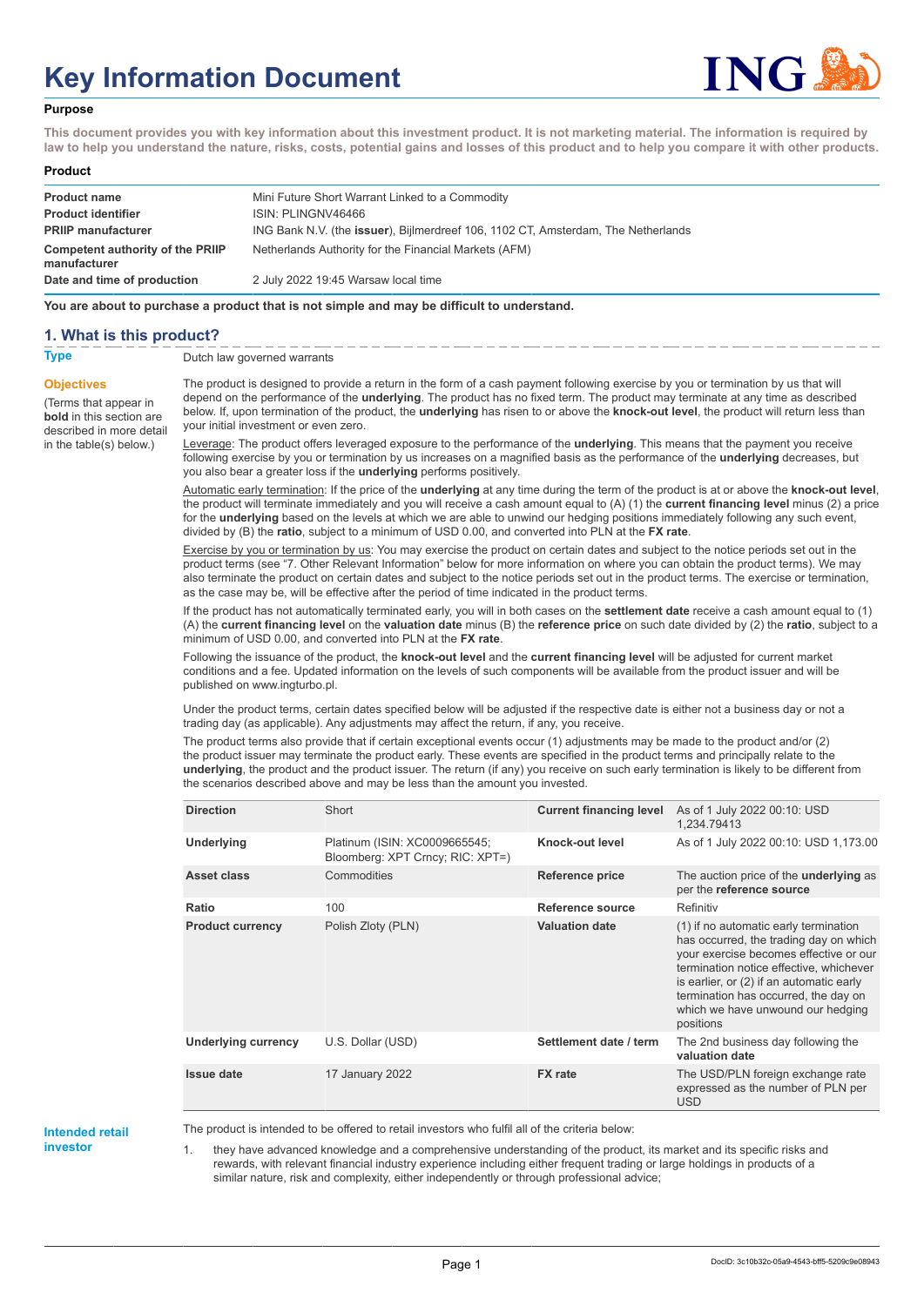# Key Information Document

**Purpose**

**This document provides you with key information about this investment product. It is not marketing material. The information is required by law to help you understand the nature, risks, costs, potential gains and losses of this product and to help you compare it with other products.**

**Product**

| | |
|---|---|
| **Product name** | Mini Future Short Warrant Linked to a Commodity |
| **Product identifier** | ISIN: PLINGNV46466 |
| **PRIIP manufacturer** | ING Bank N.V. (the **issuer**), Bijlmerdreef 106, 1102 CT, Amsterdam, The Netherlands |
| **Competent authority of the PRIIP manufacturer** | Netherlands Authority for the Financial Markets (AFM) |
| **Date and time of production** | 2 July 2022 19:45 Warsaw local time |

**You are about to purchase a product that is not simple and may be difficult to understand.**

## 1. What is this product?

**Type**

Dutch law governed warrants

**Objectives**

(Terms that appear in **bold** in this section are described in more detail in the table(s) below.)

The product is designed to provide a return in the form of a cash payment following exercise by you or termination by us that will depend on the performance of the **underlying**. The product has no fixed term. The product may terminate at any time as described below. If, upon termination of the product, the **underlying** has risen to or above the **knock-out level**, the product will return less than your initial investment or even zero.

Leverage: The product offers leveraged exposure to the performance of the **underlying**. This means that the payment you receive following exercise by you or termination by us increases on a magnified basis as the performance of the **underlying** decreases, but you also bear a greater loss if the **underlying** performs positively.

Automatic early termination: If the price of the **underlying** at any time during the term of the product is at or above the **knock-out level**, the product will terminate immediately and you will receive a cash amount equal to (A) (1) the **current financing level** minus (2) a price for the **underlying** based on the levels at which we are able to unwind our hedging positions immediately following any such event, divided by (B) the **ratio**, subject to a minimum of USD 0.00, and converted into PLN at the **FX rate**.

Exercise by you or termination by us: You may exercise the product on certain dates and subject to the notice periods set out in the product terms (see "7. Other Relevant Information" below for more information on where you can obtain the product terms). We may also terminate the product on certain dates and subject to the notice periods set out in the product terms. The exercise or termination, as the case may be, will be effective after the period of time indicated in the product terms.

If the product has not automatically terminated early, you will in both cases on the **settlement date** receive a cash amount equal to (1) (A) the **current financing level** on the **valuation date** minus (B) the **reference price** on such date divided by (2) the **ratio**, subject to a minimum of USD 0.00, and converted into PLN at the **FX rate**.

Following the issuance of the product, the **knock-out level** and the **current financing level** will be adjusted for current market conditions and a fee. Updated information on the levels of such components will be available from the product issuer and will be published on www.ingturbo.pl.

Under the product terms, certain dates specified below will be adjusted if the respective date is either not a business day or not a trading day (as applicable). Any adjustments may affect the return, if any, you receive.

The product terms also provide that if certain exceptional events occur (1) adjustments may be made to the product and/or (2) the product issuer may terminate the product early. These events are specified in the product terms and principally relate to the **underlying**, the product and the product issuer. The return (if any) you receive on such early termination is likely to be different from the scenarios described above and may be less than the amount you invested.

| | | | |
|---|---|---|---|
| **Direction** | Short | **Current financing level** | As of 1 July 2022 00:10: USD 1,234.79413 |
| **Underlying** | Platinum (ISIN: XC0009665545; Bloomberg: XPT Crncy; RIC: XPT=) | **Knock-out level** | As of 1 July 2022 00:10: USD 1,173.00 |
| **Asset class** | Commodities | **Reference price** | The auction price of the **underlying** as per the **reference source** |
| **Ratio** | 100 | **Reference source** | Refinitiv |
| **Product currency** | Polish Zloty (PLN) | **Valuation date** | (1) if no automatic early termination has occurred, the trading day on which your exercise becomes effective or our termination notice effective, whichever is earlier, or (2) if an automatic early termination has occurred, the day on which we have unwound our hedging positions |
| **Underlying currency** | U.S. Dollar (USD) | **Settlement date / term** | The 2nd business day following the **valuation date** |
| **Issue date** | 17 January 2022 | **FX rate** | The USD/PLN foreign exchange rate expressed as the number of PLN per USD |

**Intended retail investor**

The product is intended to be offered to retail investors who fulfil all of the criteria below:

1. they have advanced knowledge and a comprehensive understanding of the product, its market and its specific risks and rewards, with relevant financial industry experience including either frequent trading or large holdings in products of a similar nature, risk and complexity, either independently or through professional advice;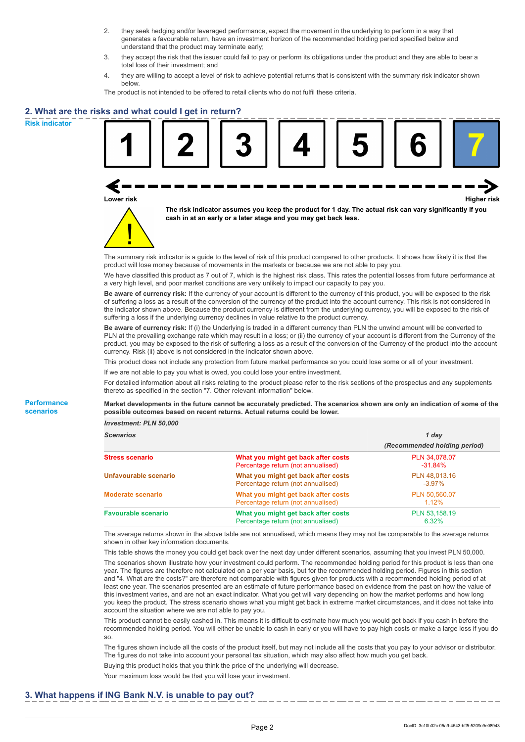2. they seek hedging and/or leveraged performance, expect the movement in the underlying to perform in a way that generates a favourable return, have an investment horizon of the recommended holding period specified below and understand that the product may terminate early;
3. they accept the risk that the issuer could fail to pay or perform its obligations under the product and they are able to bear a total loss of their investment; and
4. they are willing to accept a level of risk to achieve potential returns that is consistent with the summary risk indicator shown below.

The product is not intended to be offered to retail clients who do not fulfil these criteria.

## 2. What are the risks and what could I get in return?

### Risk indicator

| 1 | 2 | 3 | 4 | 5 | 6 | **7** |
|---|---|---|---|---|---|---|

Lower risk ← → Higher risk

**The risk indicator assumes you keep the product for 1 day. The actual risk can vary significantly if you cash in at an early or a later stage and you may get back less.**

The summary risk indicator is a guide to the level of risk of this product compared to other products. It shows how likely it is that the product will lose money because of movements in the markets or because we are not able to pay you.

We have classified this product as 7 out of 7, which is the highest risk class. This rates the potential losses from future performance at a very high level, and poor market conditions are very unlikely to impact our capacity to pay you.

**Be aware of currency risk:** If the currency of your account is different to the currency of this product, you will be exposed to the risk of suffering a loss as a result of the conversion of the currency of the product into the account currency. This risk is not considered in the indicator shown above. Because the product currency is different from the underlying currency, you will be exposed to the risk of suffering a loss if the underlying currency declines in value relative to the product currency.

**Be aware of currency risk:** If (i) the Underlying is traded in a different currency than PLN the unwind amount will be converted to PLN at the prevailing exchange rate which may result in a loss; or (ii) the currency of your account is different from the Currency of the product, you may be exposed to the risk of suffering a loss as a result of the conversion of the Currency of the product into the account currency. Risk (ii) above is not considered in the indicator shown above.

This product does not include any protection from future market performance so you could lose some or all of your investment.

If we are not able to pay you what is owed, you could lose your entire investment.

For detailed information about all risks relating to the product please refer to the risk sections of the prospectus and any supplements thereto as specified in the section "7. Other relevant information" below.

### Performance scenarios

**Market developments in the future cannot be accurately predicted. The scenarios shown are only an indication of some of the possible outcomes based on recent returns. Actual returns could be lower.**

| *Investment: PLN 50,000* | | |
|---|---|---|
| *Scenarios* | | *1 day* *(Recommended holding period)* |
| **Stress scenario** | **What you might get back after costs** Percentage return (not annualised) | PLN 34,078.07 -31.84% |
| **Unfavourable scenario** | **What you might get back after costs** Percentage return (not annualised) | PLN 48,013.16 -3.97% |
| **Moderate scenario** | **What you might get back after costs** Percentage return (not annualised) | PLN 50,560.07 1.12% |
| **Favourable scenario** | **What you might get back after costs** Percentage return (not annualised) | PLN 53,158.19 6.32% |

The average returns shown in the above table are not annualised, which means they may not be comparable to the average returns shown in other key information documents.

This table shows the money you could get back over the next day under different scenarios, assuming that you invest PLN 50,000.

The scenarios shown illustrate how your investment could perform. The recommended holding period for this product is less than one year. The figures are therefore not calculated on a per year basis, but for the recommended holding period. Figures in this section and "4. What are the costs?" are therefore not comparable with figures given for products with a recommended holding period of at least one year. The scenarios presented are an estimate of future performance based on evidence from the past on how the value of this investment varies, and are not an exact indicator. What you get will vary depending on how the market performs and how long you keep the product. The stress scenario shows what you might get back in extreme market circumstances, and it does not take into account the situation where we are not able to pay you.

This product cannot be easily cashed in. This means it is difficult to estimate how much you would get back if you cash in before the recommended holding period. You will either be unable to cash in early or you will have to pay high costs or make a large loss if you do so.

The figures shown include all the costs of the product itself, but may not include all the costs that you pay to your advisor or distributor. The figures do not take into account your personal tax situation, which may also affect how much you get back.

Buying this product holds that you think the price of the underlying will decrease.

Your maximum loss would be that you will lose your investment.

## 3. What happens if ING Bank N.V. is unable to pay out?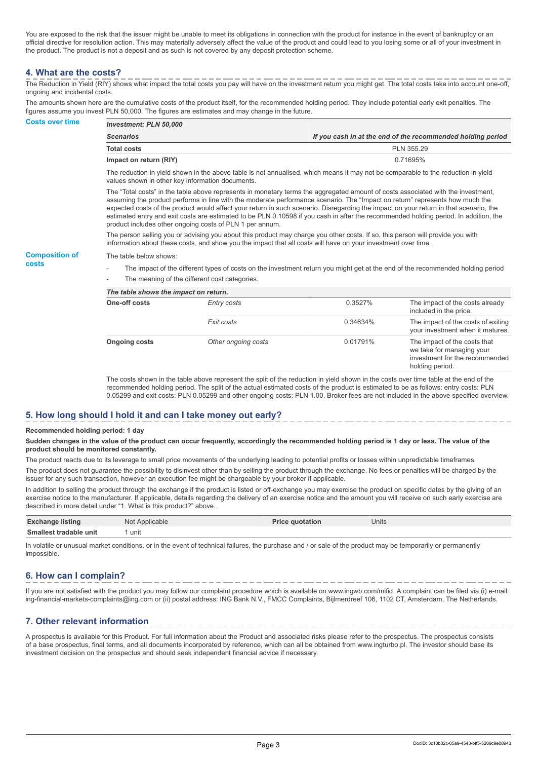You are exposed to the risk that the issuer might be unable to meet its obligations in connection with the product for instance in the event of bankruptcy or an official directive for resolution action. This may materially adversely affect the value of the product and could lead to you losing some or all of your investment in the product. The product is not a deposit and as such is not covered by any deposit protection scheme.

## 4. What are the costs?

The Reduction in Yield (RIY) shows what impact the total costs you pay will have on the investment return you might get. The total costs take into account one-off, ongoing and incidental costs.

The amounts shown here are the cumulative costs of the product itself, for the recommended holding period. They include potential early exit penalties. The figures assume you invest PLN 50,000. The figures are estimates and may change in the future.

### Costs over time

| *Investment: PLN 50,000* | |
|---|---|
| ***Scenarios*** | ***If you cash in at the end of the recommended holding period*** |
| **Total costs** | PLN 355.29 |
| **Impact on return (RIY)** | 0.71695% |

The reduction in yield shown in the above table is not annualised, which means it may not be comparable to the reduction in yield values shown in other key information documents.

The "Total costs" in the table above represents in monetary terms the aggregated amount of costs associated with the investment, assuming the product performs in line with the moderate performance scenario. The "Impact on return" represents how much the expected costs of the product would affect your return in such scenario. Disregarding the impact on your return in that scenario, the estimated entry and exit costs are estimated to be PLN 0.10598 if you cash in after the recommended holding period. In addition, the product includes other ongoing costs of PLN 1 per annum.

The person selling you or advising you about this product may charge you other costs. If so, this person will provide you with information about these costs, and show you the impact that all costs will have on your investment over time.

### Composition of costs

The table below shows:

- The impact of the different types of costs on the investment return you might get at the end of the recommended holding period
- The meaning of the different cost categories.

| *The table shows the impact on return.* | | | |
|---|---|---|---|
| **One-off costs** | *Entry costs* | 0.3527% | The impact of the costs already included in the price. |
| | *Exit costs* | 0.34634% | The impact of the costs of exiting your investment when it matures. |
| **Ongoing costs** | *Other ongoing costs* | 0.01791% | The impact of the costs that we take for managing your investment for the recommended holding period. |

The costs shown in the table above represent the split of the reduction in yield shown in the costs over time table at the end of the recommended holding period. The split of the actual estimated costs of the product is estimated to be as follows: entry costs: PLN 0.05299 and exit costs: PLN 0.05299 and other ongoing costs: PLN 1.00. Broker fees are not included in the above specified overview.

## 5. How long should I hold it and can I take money out early?

**Recommended holding period: 1 day**

**Sudden changes in the value of the product can occur frequently, accordingly the recommended holding period is 1 day or less. The value of the product should be monitored constantly.**

The product reacts due to its leverage to small price movements of the underlying leading to potential profits or losses within unpredictable timeframes.

The product does not guarantee the possibility to disinvest other than by selling the product through the exchange. No fees or penalties will be charged by the issuer for any such transaction, however an execution fee might be chargeable by your broker if applicable.

In addition to selling the product through the exchange if the product is listed or off-exchange you may exercise the product on specific dates by the giving of an exercise notice to the manufacturer. If applicable, details regarding the delivery of an exercise notice and the amount you will receive on such early exercise are described in more detail under "1. What is this product?" above.

| | | | |
|---|---|---|---|
| **Exchange listing** | Not Applicable | **Price quotation** | Units |
| **Smallest tradable unit** | 1 unit | | |

In volatile or unusual market conditions, or in the event of technical failures, the purchase and / or sale of the product may be temporarily or permanently impossible.

## 6. How can I complain?

If you are not satisfied with the product you may follow our complaint procedure which is available on www.ingwb.com/mifid. A complaint can be filed via (i) e-mail: ing-financial-markets-complaints@ing.com or (ii) postal address: ING Bank N.V., FMCC Complaints, Bijlmerdreef 106, 1102 CT, Amsterdam, The Netherlands.

## 7. Other relevant information

A prospectus is available for this Product. For full information about the Product and associated risks please refer to the prospectus. The prospectus consists of a base prospectus, final terms, and all documents incorporated by reference, which can all be obtained from www.ingturbo.pl. The investor should base its investment decision on the prospectus and should seek independent financial advice if necessary.